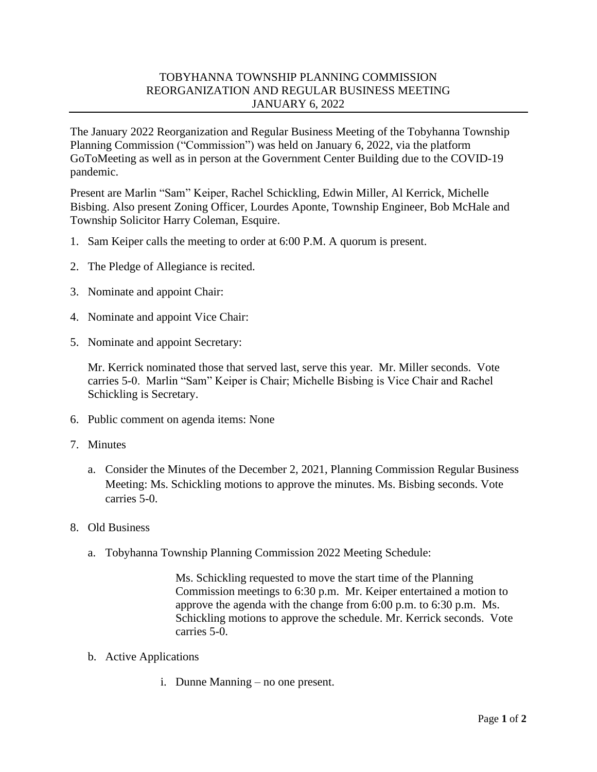# TOBYHANNA TOWNSHIP PLANNING COMMISSION
## REORGANIZATION AND REGULAR BUSINESS MEETING
## JANUARY 6, 2022

The January 2022 Reorganization and Regular Business Meeting of the Tobyhanna Township Planning Commission ("Commission") was held on January 6, 2022, via the platform GoToMeeting as well as in person at the Government Center Building due to the COVID-19 pandemic.

Present are Marlin "Sam" Keiper, Rachel Schickling, Edwin Miller, Al Kerrick, Michelle Bisbing. Also present Zoning Officer, Lourdes Aponte, Township Engineer, Bob McHale and Township Solicitor Harry Coleman, Esquire.

1. Sam Keiper calls the meeting to order at 6:00 P.M. A quorum is present.

2. The Pledge of Allegiance is recited.

3. Nominate and appoint Chair:

4. Nominate and appoint Vice Chair:

5. Nominate and appoint Secretary:

   Mr. Kerrick nominated those that served last, serve this year. Mr. Miller seconds. Vote carries 5-0. Marlin "Sam" Keiper is Chair; Michelle Bisbing is Vice Chair and Rachel Schickling is Secretary.

6. Public comment on agenda items: None

7. Minutes

   a. Consider the Minutes of the December 2, 2021, Planning Commission Regular Business Meeting: Ms. Schickling motions to approve the minutes. Ms. Bisbing seconds. Vote carries 5-0.

8. Old Business

   a. Tobyhanna Township Planning Commission 2022 Meeting Schedule:

      Ms. Schickling requested to move the start time of the Planning Commission meetings to 6:30 p.m. Mr. Keiper entertained a motion to approve the agenda with the change from 6:00 p.m. to 6:30 p.m. Ms. Schickling motions to approve the schedule. Mr. Kerrick seconds. Vote carries 5-0.

   b. Active Applications

      i. Dunne Manning – no one present.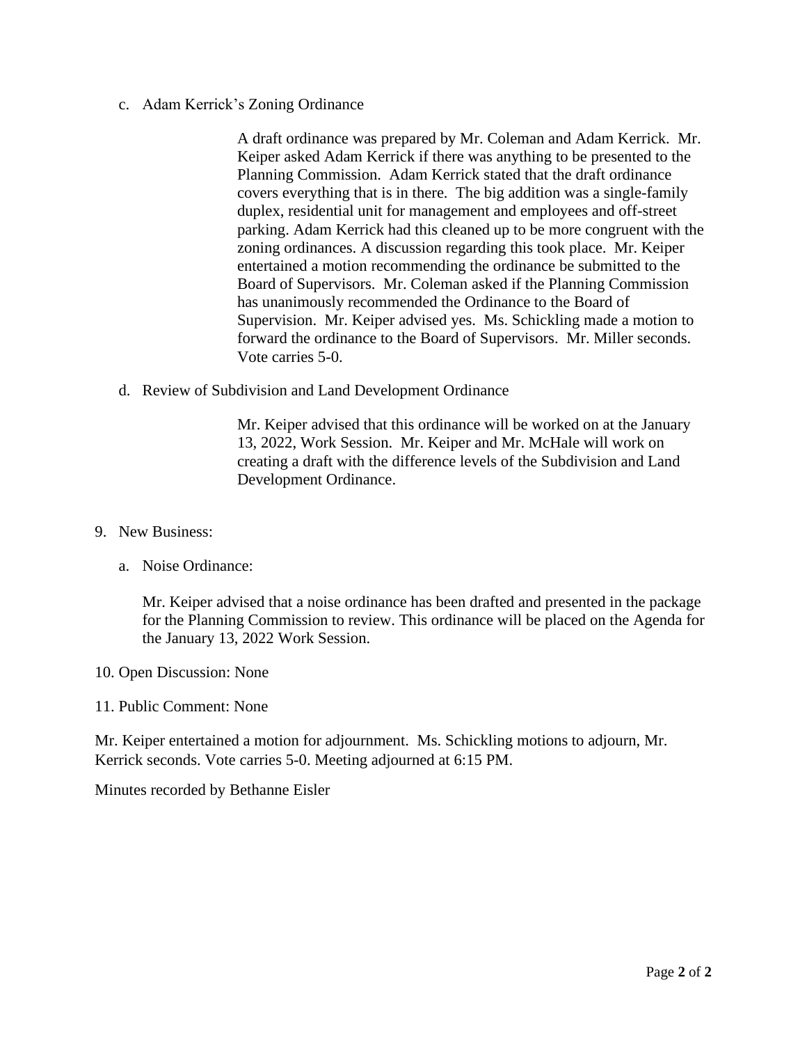c. Adam Kerrick's Zoning Ordinance

A draft ordinance was prepared by Mr. Coleman and Adam Kerrick. Mr. Keiper asked Adam Kerrick if there was anything to be presented to the Planning Commission. Adam Kerrick stated that the draft ordinance covers everything that is in there. The big addition was a single-family duplex, residential unit for management and employees and off-street parking. Adam Kerrick had this cleaned up to be more congruent with the zoning ordinances. A discussion regarding this took place. Mr. Keiper entertained a motion recommending the ordinance be submitted to the Board of Supervisors. Mr. Coleman asked if the Planning Commission has unanimously recommended the Ordinance to the Board of Supervision. Mr. Keiper advised yes. Ms. Schickling made a motion to forward the ordinance to the Board of Supervisors. Mr. Miller seconds. Vote carries 5-0.

d. Review of Subdivision and Land Development Ordinance

Mr. Keiper advised that this ordinance will be worked on at the January 13, 2022, Work Session. Mr. Keiper and Mr. McHale will work on creating a draft with the difference levels of the Subdivision and Land Development Ordinance.

9. New Business:

   a. Noise Ordinance:

   Mr. Keiper advised that a noise ordinance has been drafted and presented in the package for the Planning Commission to review. This ordinance will be placed on the Agenda for the January 13, 2022 Work Session.

10. Open Discussion: None

11. Public Comment: None

Mr. Keiper entertained a motion for adjournment. Ms. Schickling motions to adjourn, Mr. Kerrick seconds. Vote carries 5-0. Meeting adjourned at 6:15 PM.

Minutes recorded by Bethanne Eisler